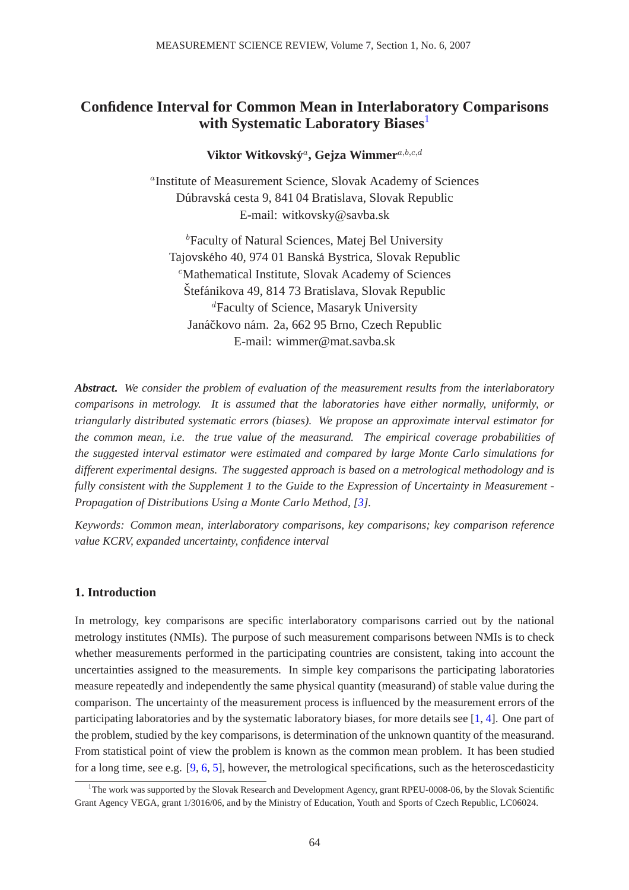# Confidence Interval for Common Mean in Interlaboratory Comparisons with Systematic Laboratory Biases[1]

**Viktor Witkovský**[a], **Gejza Wimmer**[a,b,c,d]

[a]Institute of Measurement Science, Slovak Academy of Sciences
Dúbravská cesta 9, 841 04 Bratislava, Slovak Republic
E-mail: witkovsky@savba.sk

[b]Faculty of Natural Sciences, Matej Bel University
Tajovského 40, 974 01 Banská Bystrica, Slovak Republic
[c]Mathematical Institute, Slovak Academy of Sciences
Štefánikova 49, 814 73 Bratislava, Slovak Republic
[d]Faculty of Science, Masaryk University
Janáčkovo nám. 2a, 662 95 Brno, Czech Republic
E-mail: wimmer@mat.savba.sk

***Abstract.*** *We consider the problem of evaluation of the measurement results from the interlaboratory comparisons in metrology. It is assumed that the laboratories have either normally, uniformly, or triangularly distributed systematic errors (biases). We propose an approximate interval estimator for the common mean, i.e. the true value of the measurand. The empirical coverage probabilities of the suggested interval estimator were estimated and compared by large Monte Carlo simulations for different experimental designs. The suggested approach is based on a metrological methodology and is fully consistent with the Supplement 1 to the Guide to the Expression of Uncertainty in Measurement - Propagation of Distributions Using a Monte Carlo Method, [3].*

*Keywords: Common mean, interlaboratory comparisons, key comparisons; key comparison reference value KCRV, expanded uncertainty, confidence interval*

## 1. Introduction

In metrology, key comparisons are specific interlaboratory comparisons carried out by the national metrology institutes (NMIs). The purpose of such measurement comparisons between NMIs is to check whether measurements performed in the participating countries are consistent, taking into account the uncertainties assigned to the measurements. In simple key comparisons the participating laboratories measure repeatedly and independently the same physical quantity (measurand) of stable value during the comparison. The uncertainty of the measurement process is influenced by the measurement errors of the participating laboratories and by the systematic laboratory biases, for more details see [1, 4]. One part of the problem, studied by the key comparisons, is determination of the unknown quantity of the measurand. From statistical point of view the problem is known as the common mean problem. It has been studied for a long time, see e.g. [9, 6, 5], however, the metrological specifications, such as the heteroscedasticity

[1]The work was supported by the Slovak Research and Development Agency, grant RPEU-0008-06, by the Slovak Scientific Grant Agency VEGA, grant 1/3016/06, and by the Ministry of Education, Youth and Sports of Czech Republic, LC06024.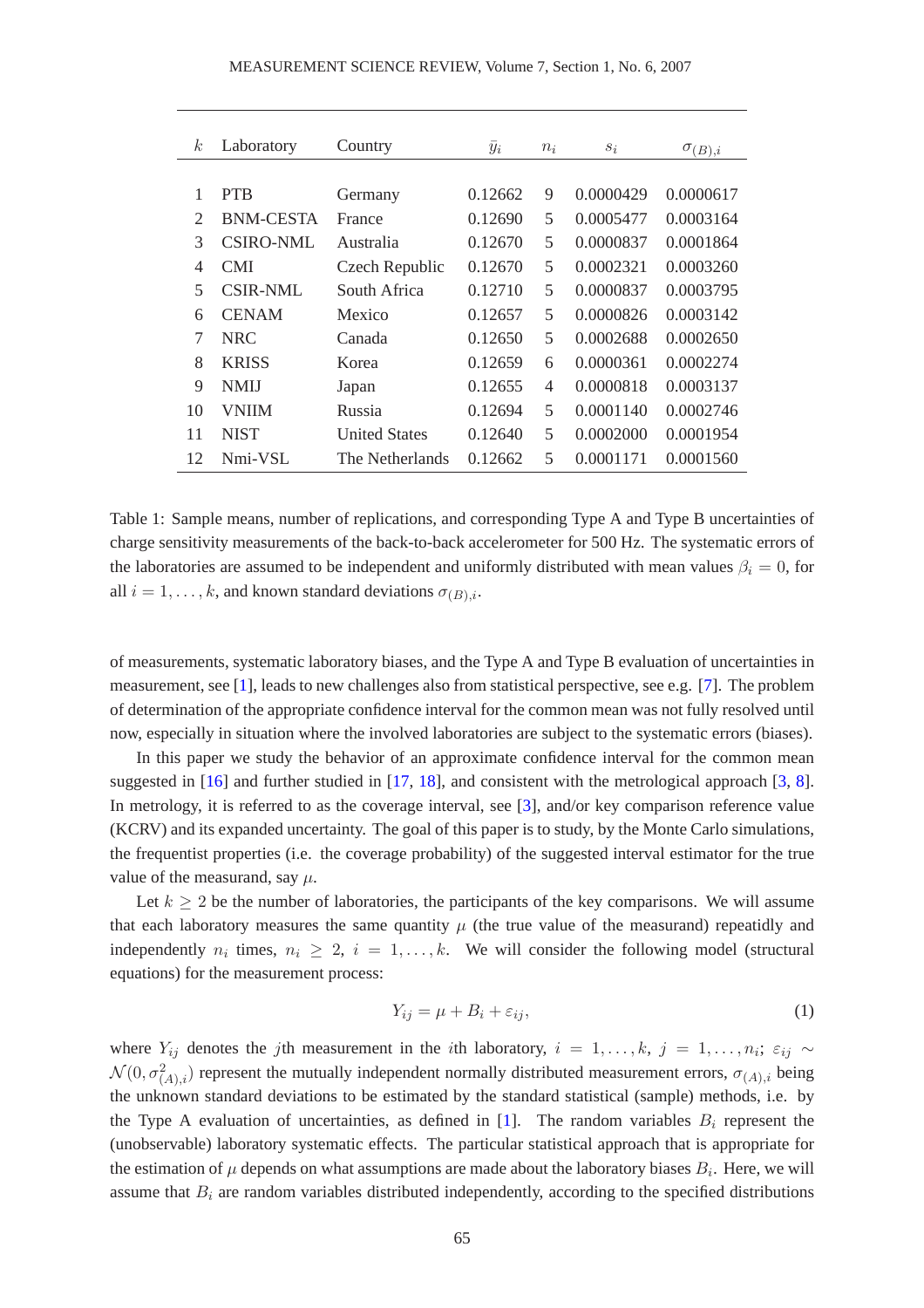| $k$ | Laboratory | Country | $\bar{y}_i$ | $n_i$ | $s_i$ | $\sigma_{(B),i}$ |
|---|---|---|---|---|---|---|
| 1 | PTB | Germany | 0.12662 | 9 | 0.0000429 | 0.0000617 |
| 2 | BNM-CESTA | France | 0.12690 | 5 | 0.0005477 | 0.0003164 |
| 3 | CSIRO-NML | Australia | 0.12670 | 5 | 0.0000837 | 0.0001864 |
| 4 | CMI | Czech Republic | 0.12670 | 5 | 0.0002321 | 0.0003260 |
| 5 | CSIR-NML | South Africa | 0.12710 | 5 | 0.0000837 | 0.0003795 |
| 6 | CENAM | Mexico | 0.12657 | 5 | 0.0000826 | 0.0003142 |
| 7 | NRC | Canada | 0.12650 | 5 | 0.0002688 | 0.0002650 |
| 8 | KRISS | Korea | 0.12659 | 6 | 0.0000361 | 0.0002274 |
| 9 | NMIJ | Japan | 0.12655 | 4 | 0.0000818 | 0.0003137 |
| 10 | VNIIM | Russia | 0.12694 | 5 | 0.0001140 | 0.0002746 |
| 11 | NIST | United States | 0.12640 | 5 | 0.0002000 | 0.0001954 |
| 12 | Nmi-VSL | The Netherlands | 0.12662 | 5 | 0.0001171 | 0.0001560 |

Table 1: Sample means, number of replications, and corresponding Type A and Type B uncertainties of charge sensitivity measurements of the back-to-back accelerometer for 500 Hz. The systematic errors of the laboratories are assumed to be independent and uniformly distributed with mean values $\beta_i = 0$, for all $i = 1, \ldots, k$, and known standard deviations $\sigma_{(B),i}$.

of measurements, systematic laboratory biases, and the Type A and Type B evaluation of uncertainties in measurement, see [1], leads to new challenges also from statistical perspective, see e.g. [7]. The problem of determination of the appropriate confidence interval for the common mean was not fully resolved until now, especially in situation where the involved laboratories are subject to the systematic errors (biases).

In this paper we study the behavior of an approximate confidence interval for the common mean suggested in [16] and further studied in [17, 18], and consistent with the metrological approach [3, 8]. In metrology, it is referred to as the coverage interval, see [3], and/or key comparison reference value (KCRV) and its expanded uncertainty. The goal of this paper is to study, by the Monte Carlo simulations, the frequentist properties (i.e. the coverage probability) of the suggested interval estimator for the true value of the measurand, say $\mu$.

Let $k \geq 2$ be the number of laboratories, the participants of the key comparisons. We will assume that each laboratory measures the same quantity $\mu$ (the true value of the measurand) repeatidly and independently $n_i$ times, $n_i \geq 2$, $i = 1, \ldots, k$. We will consider the following model (structural equations) for the measurement process:

$$Y_{ij} = \mu + B_i + \varepsilon_{ij}, \tag{1}$$

where $Y_{ij}$ denotes the $j$th measurement in the $i$th laboratory, $i = 1, \ldots, k$, $j = 1, \ldots, n_i$; $\varepsilon_{ij} \sim \mathcal{N}(0, \sigma^2_{(A),i})$ represent the mutually independent normally distributed measurement errors, $\sigma_{(A),i}$ being the unknown standard deviations to be estimated by the standard statistical (sample) methods, i.e. by the Type A evaluation of uncertainties, as defined in [1]. The random variables $B_i$ represent the (unobservable) laboratory systematic effects. The particular statistical approach that is appropriate for the estimation of $\mu$ depends on what assumptions are made about the laboratory biases $B_i$. Here, we will assume that $B_i$ are random variables distributed independently, according to the specified distributions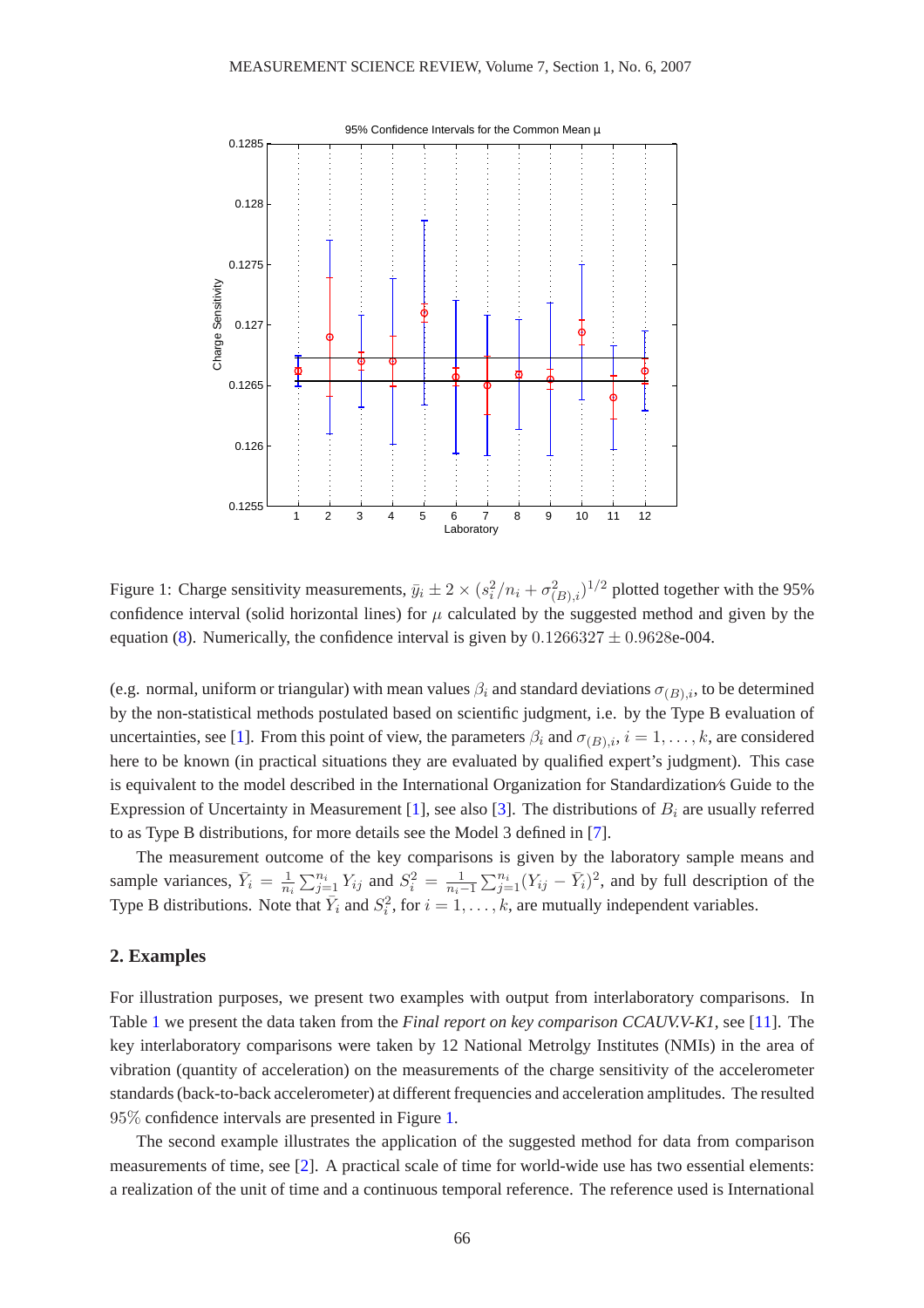Figure 1: Charge sensitivity measurements, $\bar{y}_i \pm 2 \times (s_i^2/n_i + \sigma^2_{(B),i})^{1/2}$ plotted together with the 95% confidence interval (solid horizontal lines) for $\mu$ calculated by the suggested method and given by the equation (8). Numerically, the confidence interval is given by $0.1266327 \pm 0.9628$e-004.

(e.g. normal, uniform or triangular) with mean values $\beta_i$ and standard deviations $\sigma_{(B),i}$, to be determined by the non-statistical methods postulated based on scientific judgment, i.e. by the Type B evaluation of uncertainties, see [1]. From this point of view, the parameters $\beta_i$ and $\sigma_{(B),i}$, $i = 1, \ldots, k$, are considered here to be known (in practical situations they are evaluated by qualified expert's judgment). This case is equivalent to the model described in the International Organization for Standardization's Guide to the Expression of Uncertainty in Measurement [1], see also [3]. The distributions of $B_i$ are usually referred to as Type B distributions, for more details see the Model 3 defined in [7].

The measurement outcome of the key comparisons is given by the laboratory sample means and sample variances, $\bar{Y}_i = \frac{1}{n_i}\sum_{j=1}^{n_i} Y_{ij}$ and $S_i^2 = \frac{1}{n_i - 1}\sum_{j=1}^{n_i}(Y_{ij} - \bar{Y}_i)^2$, and by full description of the Type B distributions. Note that $\bar{Y}_i$ and $S_i^2$, for $i = 1, \ldots, k$, are mutually independent variables.

## 2. Examples

For illustration purposes, we present two examples with output from interlaboratory comparisons. In Table 1 we present the data taken from the *Final report on key comparison CCAUV.V-K1*, see [11]. The key interlaboratory comparisons were taken by 12 National Metrolgy Institutes (NMIs) in the area of vibration (quantity of acceleration) on the measurements of the charge sensitivity of the accelerometer standards (back-to-back accelerometer) at different frequencies and acceleration amplitudes. The resulted 95% confidence intervals are presented in Figure 1.

The second example illustrates the application of the suggested method for data from comparison measurements of time, see [2]. A practical scale of time for world-wide use has two essential elements: a realization of the unit of time and a continuous temporal reference. The reference used is International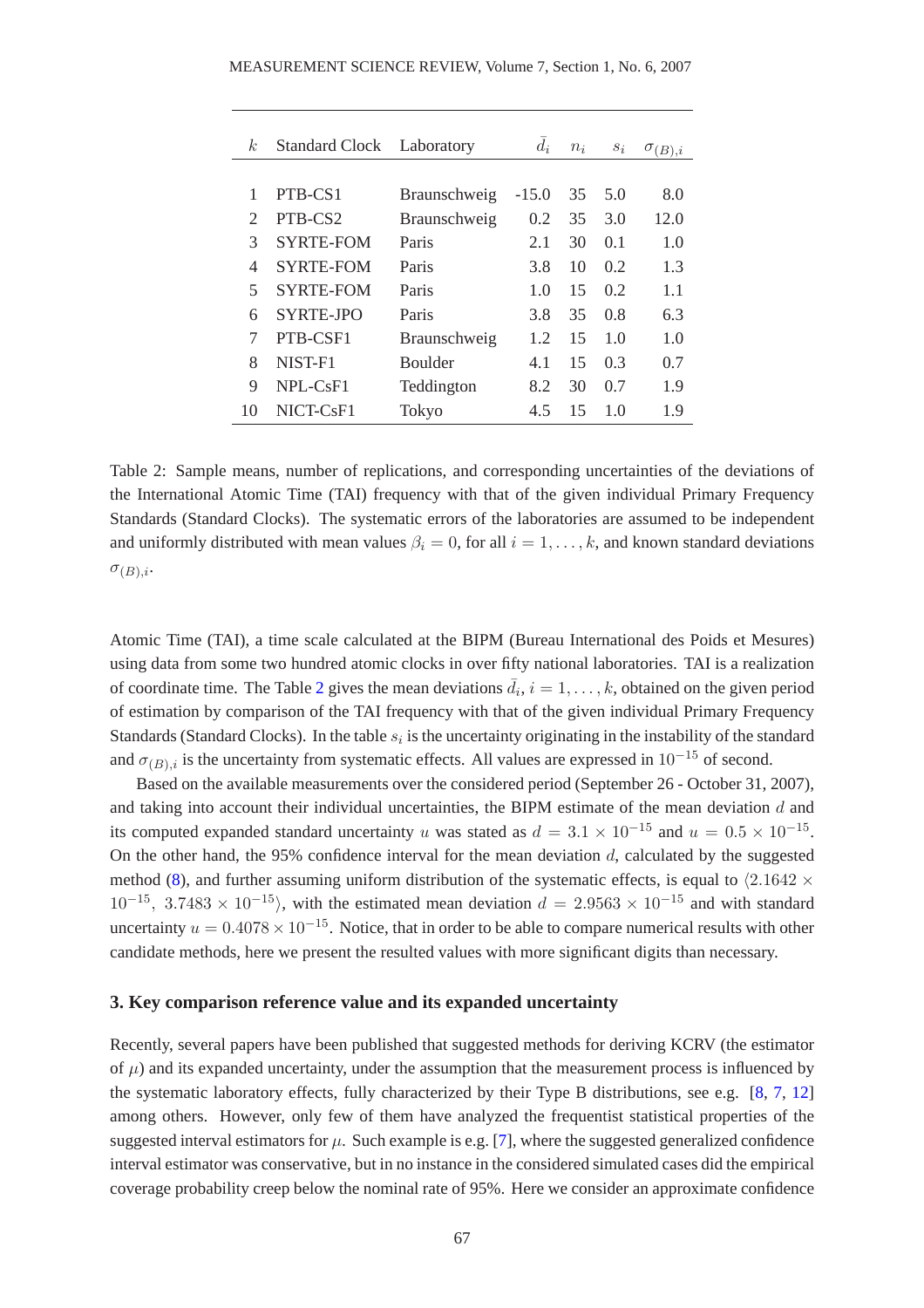| $k$ | Standard Clock | Laboratory | $\bar{d}_i$ | $n_i$ | $s_i$ | $\sigma_{(B),i}$ |
|---|---|---|---|---|---|---|
| 1 | PTB-CS1 | Braunschweig | -15.0 | 35 | 5.0 | 8.0 |
| 2 | PTB-CS2 | Braunschweig | 0.2 | 35 | 3.0 | 12.0 |
| 3 | SYRTE-FOM | Paris | 2.1 | 30 | 0.1 | 1.0 |
| 4 | SYRTE-FOM | Paris | 3.8 | 10 | 0.2 | 1.3 |
| 5 | SYRTE-FOM | Paris | 1.0 | 15 | 0.2 | 1.1 |
| 6 | SYRTE-JPO | Paris | 3.8 | 35 | 0.8 | 6.3 |
| 7 | PTB-CSF1 | Braunschweig | 1.2 | 15 | 1.0 | 1.0 |
| 8 | NIST-F1 | Boulder | 4.1 | 15 | 0.3 | 0.7 |
| 9 | NPL-CsF1 | Teddington | 8.2 | 30 | 0.7 | 1.9 |
| 10 | NICT-CsF1 | Tokyo | 4.5 | 15 | 1.0 | 1.9 |

Table 2: Sample means, number of replications, and corresponding uncertainties of the deviations of the International Atomic Time (TAI) frequency with that of the given individual Primary Frequency Standards (Standard Clocks). The systematic errors of the laboratories are assumed to be independent and uniformly distributed with mean values $\beta_i = 0$, for all $i = 1, \ldots, k$, and known standard deviations $\sigma_{(B),i}$.

Atomic Time (TAI), a time scale calculated at the BIPM (Bureau International des Poids et Mesures) using data from some two hundred atomic clocks in over fifty national laboratories. TAI is a realization of coordinate time. The Table 2 gives the mean deviations $\bar{d}_i$, $i = 1, \ldots, k$, obtained on the given period of estimation by comparison of the TAI frequency with that of the given individual Primary Frequency Standards (Standard Clocks). In the table $s_i$ is the uncertainty originating in the instability of the standard and $\sigma_{(B),i}$ is the uncertainty from systematic effects. All values are expressed in $10^{-15}$ of second.

Based on the available measurements over the considered period (September 26 - October 31, 2007), and taking into account their individual uncertainties, the BIPM estimate of the mean deviation $d$ and its computed expanded standard uncertainty $u$ was stated as $d = 3.1 \times 10^{-15}$ and $u = 0.5 \times 10^{-15}$. On the other hand, the 95% confidence interval for the mean deviation $d$, calculated by the suggested method (8), and further assuming uniform distribution of the systematic effects, is equal to $\langle 2.1642 \times 10^{-15},\ 3.7483 \times 10^{-15} \rangle$, with the estimated mean deviation $d = 2.9563 \times 10^{-15}$ and with standard uncertainty $u = 0.4078 \times 10^{-15}$. Notice, that in order to be able to compare numerical results with other candidate methods, here we present the resulted values with more significant digits than necessary.

### 3. Key comparison reference value and its expanded uncertainty

Recently, several papers have been published that suggested methods for deriving KCRV (the estimator of $\mu$) and its expanded uncertainty, under the assumption that the measurement process is influenced by the systematic laboratory effects, fully characterized by their Type B distributions, see e.g. [8, 7, 12] among others. However, only few of them have analyzed the frequentist statistical properties of the suggested interval estimators for $\mu$. Such example is e.g. [7], where the suggested generalized confidence interval estimator was conservative, but in no instance in the considered simulated cases did the empirical coverage probability creep below the nominal rate of 95%. Here we consider an approximate confidence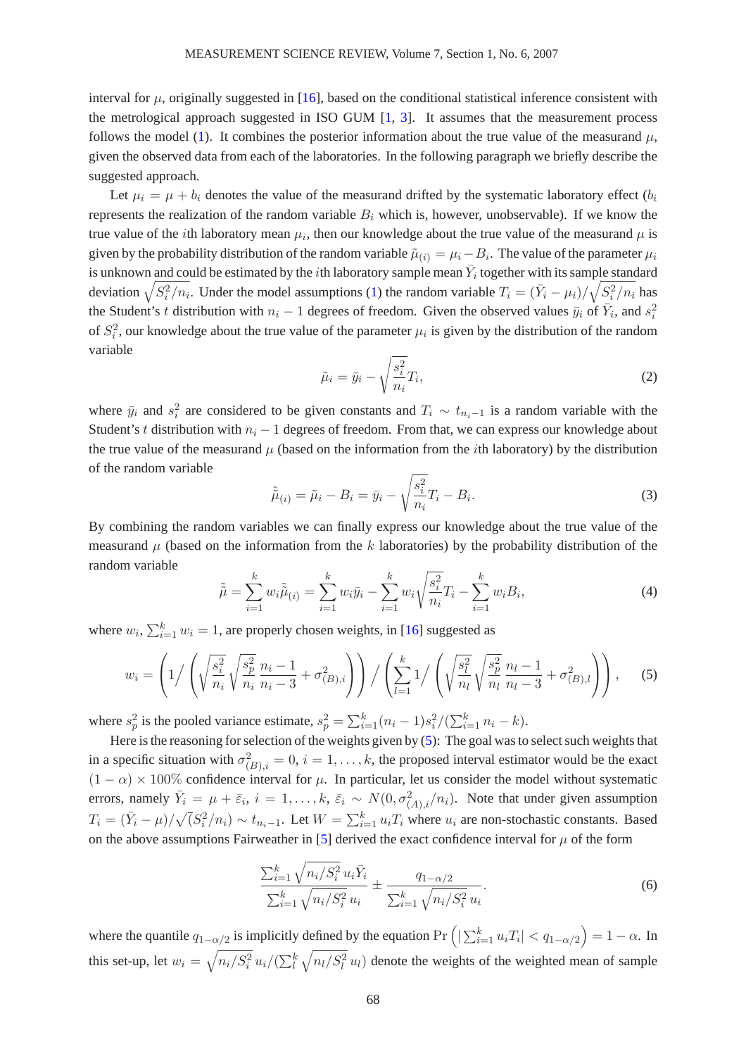interval for $\mu$, originally suggested in [16], based on the conditional statistical inference consistent with the metrological approach suggested in ISO GUM [1, 3]. It assumes that the measurement process follows the model (1). It combines the posterior information about the true value of the measurand $\mu$, given the observed data from each of the laboratories. In the following paragraph we briefly describe the suggested approach.

Let $\mu_i = \mu + b_i$ denotes the value of the measurand drifted by the systematic laboratory effect ($b_i$ represents the realization of the random variable $B_i$ which is, however, unobservable). If we know the true value of the $i$th laboratory mean $\mu_i$, then our knowledge about the true value of the measurand $\mu$ is given by the probability distribution of the random variable $\tilde{\mu}_{(i)} = \mu_i - B_i$. The value of the parameter $\mu_i$ is unknown and could be estimated by the $i$th laboratory sample mean $\bar{Y}_i$ together with its sample standard deviation $\sqrt{S_i^2/n_i}$. Under the model assumptions (1) the random variable $T_i = (\bar{Y}_i - \mu_i)/\sqrt{S_i^2/n_i}$ has the Student's $t$ distribution with $n_i - 1$ degrees of freedom. Given the observed values $\bar{y}_i$ of $\bar{Y}_i$, and $s_i^2$ of $S_i^2$, our knowledge about the true value of the parameter $\mu_i$ is given by the distribution of the random variable

$$\tilde{\mu}_i = \bar{y}_i - \sqrt{\frac{s_i^2}{n_i}} T_i, \tag{2}$$

where $\bar{y}_i$ and $s_i^2$ are considered to be given constants and $T_i \sim t_{n_i-1}$ is a random variable with the Student's $t$ distribution with $n_i - 1$ degrees of freedom. From that, we can express our knowledge about the true value of the measurand $\mu$ (based on the information from the $i$th laboratory) by the distribution of the random variable

$$\tilde{\tilde{\mu}}_{(i)} = \tilde{\mu}_i - B_i = \bar{y}_i - \sqrt{\frac{s_i^2}{n_i}} T_i - B_i. \tag{3}$$

By combining the random variables we can finally express our knowledge about the true value of the measurand $\mu$ (based on the information from the $k$ laboratories) by the probability distribution of the random variable

$$\tilde{\tilde{\mu}} = \sum_{i=1}^{k} w_i \tilde{\tilde{\mu}}_{(i)} = \sum_{i=1}^{k} w_i \bar{y}_i - \sum_{i=1}^{k} w_i \sqrt{\frac{s_i^2}{n_i}} T_i - \sum_{i=1}^{k} w_i B_i, \tag{4}$$

where $w_i$, $\sum_{i=1}^{k} w_i = 1$, are properly chosen weights, in [16] suggested as

$$w_i = \left( 1 \Big/ \left( \sqrt{\frac{s_i^2}{n_i}} \sqrt{\frac{s_p^2}{n_i}} \frac{n_i - 1}{n_i - 3} + \sigma_{(B),i}^2 \right) \right) \Big/ \left( \sum_{l=1}^{k} 1 \Big/ \left( \sqrt{\frac{s_l^2}{n_l}} \sqrt{\frac{s_p^2}{n_l}} \frac{n_l - 1}{n_l - 3} + \sigma_{(B),l}^2 \right) \right), \tag{5}$$

where $s_p^2$ is the pooled variance estimate, $s_p^2 = \sum_{i=1}^{k} (n_i - 1) s_i^2 / (\sum_{i=1}^{k} n_i - k)$.

Here is the reasoning for selection of the weights given by (5): The goal was to select such weights that in a specific situation with $\sigma_{(B),i}^2 = 0$, $i = 1, \ldots, k$, the proposed interval estimator would be the exact $(1 - \alpha) \times 100\%$ confidence interval for $\mu$. In particular, let us consider the model without systematic errors, namely $\bar{Y}_i = \mu + \bar{\varepsilon}_i$, $i = 1, \ldots, k$, $\bar{\varepsilon}_i \sim N(0, \sigma_{(A),i}^2/n_i)$. Note that under given assumption $T_i = (\bar{Y}_i - \mu)/\sqrt{(S_i^2/n_i)} \sim t_{n_i-1}$. Let $W = \sum_{i=1}^{k} u_i T_i$ where $u_i$ are non-stochastic constants. Based on the above assumptions Fairweather in [5] derived the exact confidence interval for $\mu$ of the form

$$\frac{\sum_{i=1}^{k} \sqrt{n_i/S_i^2}\, u_i \bar{Y}_i}{\sum_{i=1}^{k} \sqrt{n_i/S_i^2}\, u_i} \pm \frac{q_{1-\alpha/2}}{\sum_{i=1}^{k} \sqrt{n_i/S_i^2}\, u_i}. \tag{6}$$

where the quantile $q_{1-\alpha/2}$ is implicitly defined by the equation $\Pr\left( |\sum_{i=1}^{k} u_i T_i| < q_{1-\alpha/2} \right) = 1 - \alpha$. In this set-up, let $w_i = \sqrt{n_i/S_i^2}\, u_i / (\sum_l^k \sqrt{n_l/S_l^2}\, u_l)$ denote the weights of the weighted mean of sample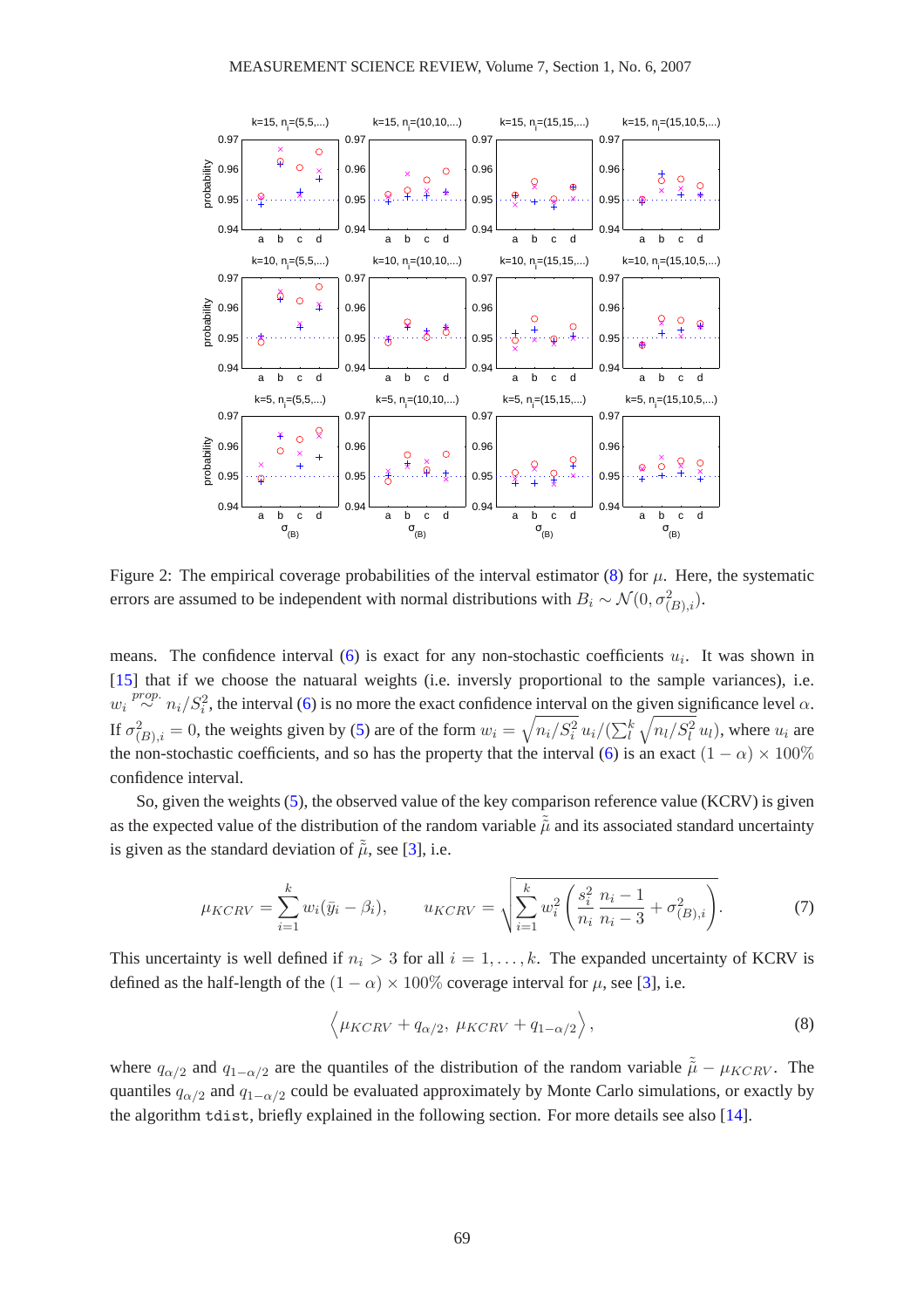Figure 2: The empirical coverage probabilities of the interval estimator (8) for $\mu$. Here, the systematic errors are assumed to be independent with normal distributions with $B_i \sim \mathcal{N}(0, \sigma^2_{(B),i})$.

means. The confidence interval (6) is exact for any non-stochastic coefficients $u_i$. It was shown in [15] that if we choose the nataural weights (i.e. inversly proportional to the sample variances), i.e. $w_i \overset{prop.}{\sim} n_i/S_i^2$, the interval (6) is no more the exact confidence interval on the given significance level $\alpha$. If $\sigma^2_{(B),i} = 0$, the weights given by (5) are of the form $w_i = \sqrt{n_i/S_i^2}\, u_i/(\sum_l^k \sqrt{n_l/S_l^2}\, u_l)$, where $u_i$ are the non-stochastic coefficients, and so has the property that the interval (6) is an exact $(1-\alpha)\times 100\%$ confidence interval.

So, given the weights (5), the observed value of the key comparison reference value (KCRV) is given as the expected value of the distribution of the random variable $\tilde{\tilde{\mu}}$ and its associated standard uncertainty is given as the standard deviation of $\tilde{\tilde{\mu}}$, see [3], i.e.

$$\mu_{KCRV} = \sum_{i=1}^{k} w_i(\bar{y}_i - \beta_i), \qquad u_{KCRV} = \sqrt{\sum_{i=1}^{k} w_i^2 \left( \frac{s_i^2}{n_i} \frac{n_i - 1}{n_i - 3} + \sigma^2_{(B),i} \right)}. \tag{7}$$

This uncertainty is well defined if $n_i > 3$ for all $i = 1, \ldots, k$. The expanded uncertainty of KCRV is defined as the half-length of the $(1-\alpha)\times 100\%$ coverage interval for $\mu$, see [3], i.e.

$$\left\langle \mu_{KCRV} + q_{\alpha/2},\ \mu_{KCRV} + q_{1-\alpha/2} \right\rangle, \tag{8}$$

where $q_{\alpha/2}$ and $q_{1-\alpha/2}$ are the quantiles of the distribution of the random variable $\tilde{\tilde{\mu}} - \mu_{KCRV}$. The quantiles $q_{\alpha/2}$ and $q_{1-\alpha/2}$ could be evaluated approximately by Monte Carlo simulations, or exactly by the algorithm `tdist`, briefly explained in the following section. For more details see also [14].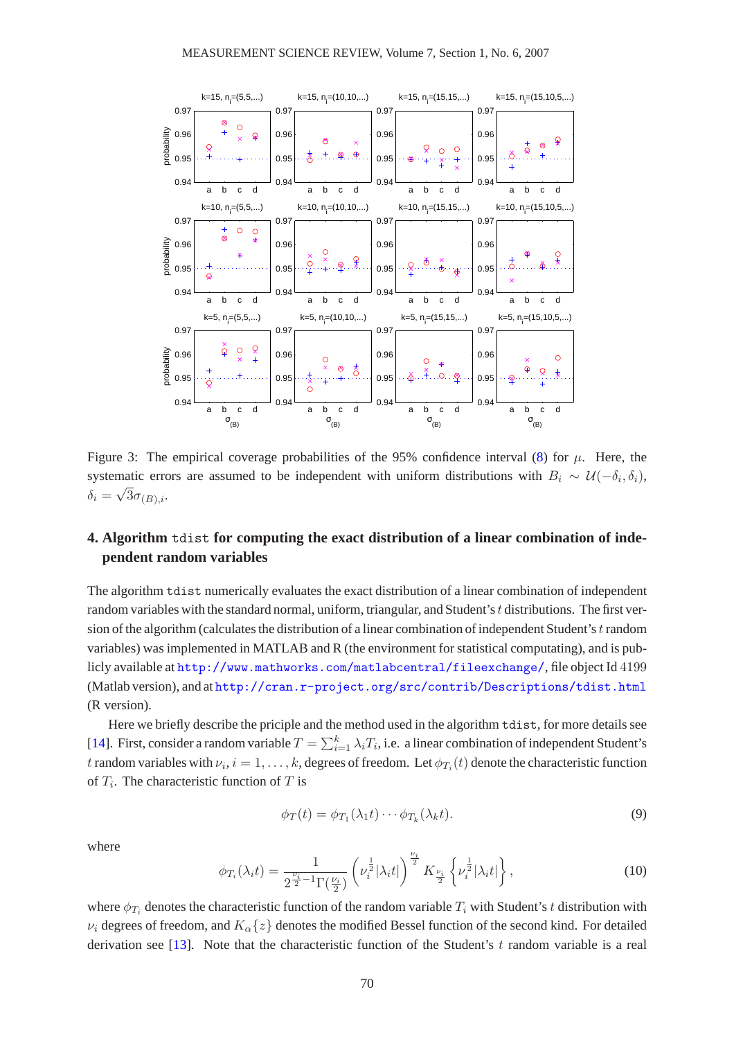Figure 3: The empirical coverage probabilities of the 95% confidence interval (8) for $\mu$. Here, the systematic errors are assumed to be independent with uniform distributions with $B_i \sim \mathcal{U}(-\delta_i, \delta_i)$, $\delta_i = \sqrt{3}\sigma_{(B),i}$.

## 4. Algorithm tdist for computing the exact distribution of a linear combination of independent random variables

The algorithm `tdist` numerically evaluates the exact distribution of a linear combination of independent random variables with the standard normal, uniform, triangular, and Student's $t$ distributions. The first version of the algorithm (calculates the distribution of a linear combination of independent Student's $t$ random variables) was implemented in MATLAB and R (the environment for statistical computating), and is publicly available at http://www.mathworks.com/matlabcentral/fileexchange/, file object Id 4199 (Matlab version), and at http://cran.r-project.org/src/contrib/Descriptions/tdist.html (R version).

Here we briefly describe the priciple and the method used in the algorithm `tdist`, for more details see [14]. First, consider a random variable $T = \sum_{i=1}^{k} \lambda_i T_i$, i.e. a linear combination of independent Student's $t$ random variables with $\nu_i$, $i = 1, \ldots, k$, degrees of freedom. Let $\phi_{T_i}(t)$ denote the characteristic function of $T_i$. The characteristic function of $T$ is

$$\phi_T(t) = \phi_{T_1}(\lambda_1 t) \cdots \phi_{T_k}(\lambda_k t). \tag{9}$$

where

$$\phi_{T_i}(\lambda_i t) = \frac{1}{2^{\frac{\nu_i}{2}-1}\Gamma(\frac{\nu_i}{2})} \left(\nu_i^{\frac{1}{2}}|\lambda_i t|\right)^{\frac{\nu_i}{2}} K_{\frac{\nu_i}{2}}\left\{\nu_i^{\frac{1}{2}}|\lambda_i t|\right\}, \tag{10}$$

where $\phi_{T_i}$ denotes the characteristic function of the random variable $T_i$ with Student's $t$ distribution with $\nu_i$ degrees of freedom, and $K_\alpha\{z\}$ denotes the modified Bessel function of the second kind. For detailed derivation see [13]. Note that the characteristic function of the Student's $t$ random variable is a real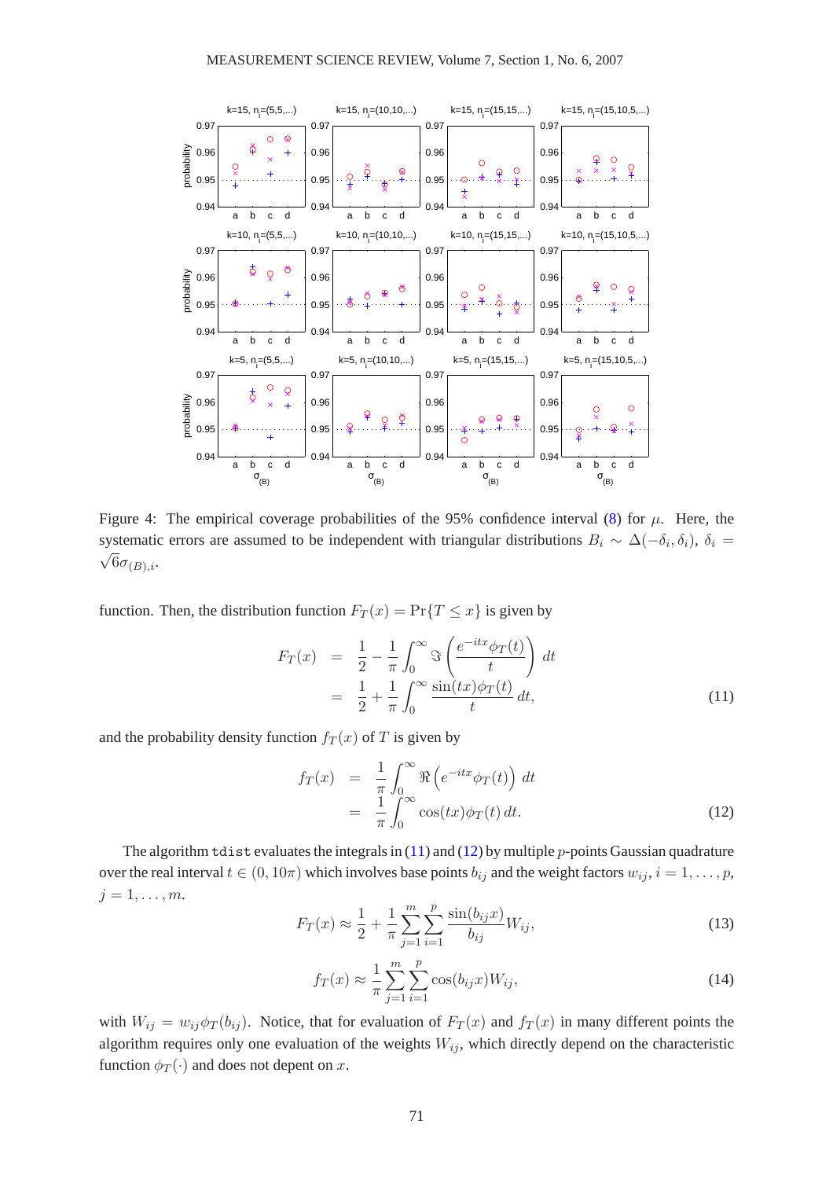Figure 4: The empirical coverage probabilities of the 95% confidence interval (8) for $\mu$. Here, the systematic errors are assumed to be independent with triangular distributions $B_i \sim \Delta(-\delta_i, \delta_i)$, $\delta_i = \sqrt{6}\sigma_{(B),i}$.

function. Then, the distribution function $F_T(x) = \Pr\{T \leq x\}$ is given by

$$
\begin{aligned}
F_T(x) &= \frac{1}{2} - \frac{1}{\pi}\int_0^\infty \Im\left(\frac{e^{-itx}\phi_T(t)}{t}\right)\, dt \\
&= \frac{1}{2} + \frac{1}{\pi}\int_0^\infty \frac{\sin(tx)\phi_T(t)}{t}\, dt,
\end{aligned}
\tag{11}
$$

and the probability density function $f_T(x)$ of $T$ is given by

$$
\begin{aligned}
f_T(x) &= \frac{1}{\pi}\int_0^\infty \Re\left(e^{-itx}\phi_T(t)\right)\, dt \\
&= \frac{1}{\pi}\int_0^\infty \cos(tx)\phi_T(t)\, dt.
\end{aligned}
\tag{12}
$$

The algorithm `tdist` evaluates the integrals in (11) and (12) by multiple $p$-points Gaussian quadrature over the real interval $t \in (0, 10\pi)$ which involves base points $b_{ij}$ and the weight factors $w_{ij}$, $i = 1, \ldots, p$, $j = 1, \ldots, m$.

$$
F_T(x) \approx \frac{1}{2} + \frac{1}{\pi}\sum_{j=1}^{m}\sum_{i=1}^{p}\frac{\sin(b_{ij}x)}{b_{ij}}W_{ij},
\tag{13}
$$

$$
f_T(x) \approx \frac{1}{\pi}\sum_{j=1}^{m}\sum_{i=1}^{p}\cos(b_{ij}x)W_{ij},
\tag{14}
$$

with $W_{ij} = w_{ij}\phi_T(b_{ij})$. Notice, that for evaluation of $F_T(x)$ and $f_T(x)$ in many different points the algorithm requires only one evaluation of the weights $W_{ij}$, which directly depend on the characteristic function $\phi_T(\cdot)$ and does not depent on $x$.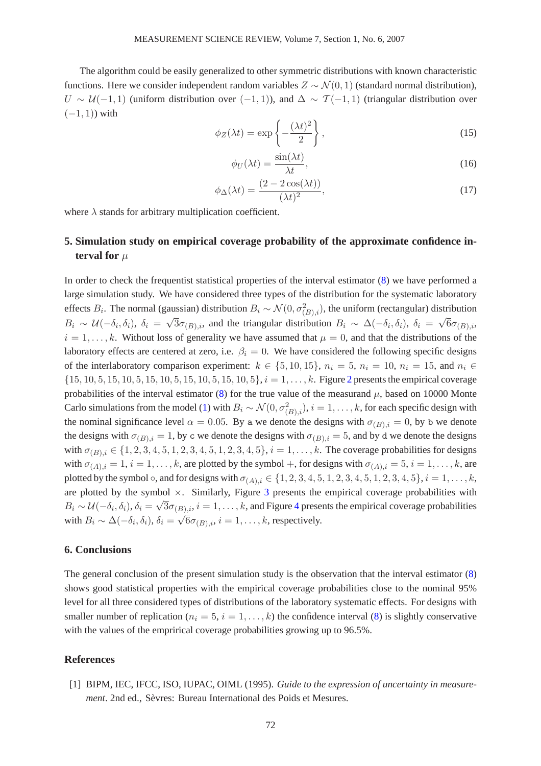The algorithm could be easily generalized to other symmetric distributions with known characteristic functions. Here we consider independent random variables $Z \sim \mathcal{N}(0,1)$ (standard normal distribution), $U \sim \mathcal{U}(-1,1)$ (uniform distribution over $(-1,1)$), and $\Delta \sim \mathcal{T}(-1,1)$ (triangular distribution over $(-1,1)$) with

$$\phi_Z(\lambda t) = \exp\left\{-\frac{(\lambda t)^2}{2}\right\}, \tag{15}$$

$$\phi_U(\lambda t) = \frac{\sin(\lambda t)}{\lambda t}, \tag{16}$$

$$\phi_\Delta(\lambda t) = \frac{(2 - 2\cos(\lambda t))}{(\lambda t)^2}, \tag{17}$$

where $\lambda$ stands for arbitrary multiplication coefficient.

## 5. Simulation study on empirical coverage probability of the approximate confidence interval for $\mu$

In order to check the frequentist statistical properties of the interval estimator (8) we have performed a large simulation study. We have considered three types of the distribution for the systematic laboratory effects $B_i$. The normal (gaussian) distribution $B_i \sim \mathcal{N}(0, \sigma^2_{(B),i})$, the uniform (rectangular) distribution $B_i \sim \mathcal{U}(-\delta_i, \delta_i)$, $\delta_i = \sqrt{3}\sigma_{(B),i}$, and the triangular distribution $B_i \sim \Delta(-\delta_i, \delta_i)$, $\delta_i = \sqrt{6}\sigma_{(B),i}$, $i = 1, \ldots, k$. Without loss of generality we have assumed that $\mu = 0$, and that the distributions of the laboratory effects are centered at zero, i.e. $\beta_i = 0$. We have considered the following specific designs of the interlaboratory comparison experiment: $k \in \{5, 10, 15\}$, $n_i = 5$, $n_i = 10$, $n_i = 15$, and $n_i \in \{15, 10, 5, 15, 10, 5, 15, 10, 5, 15, 10, 5, 15, 10, 5\}$, $i = 1, \ldots, k$. Figure 2 presents the empirical coverage probabilities of the interval estimator (8) for the true value of the measurand $\mu$, based on 10000 Monte Carlo simulations from the model (1) with $B_i \sim \mathcal{N}(0, \sigma^2_{(B),i})$, $i = 1, \ldots, k$, for each specific design with the nominal significance level $\alpha = 0.05$. By a we denote the designs with $\sigma_{(B),i} = 0$, by b we denote the designs with $\sigma_{(B),i} = 1$, by c we denote the designs with $\sigma_{(B),i} = 5$, and by d we denote the designs with $\sigma_{(B),i} \in \{1, 2, 3, 4, 5, 1, 2, 3, 4, 5, 1, 2, 3, 4, 5\}$, $i = 1, \ldots, k$. The coverage probabilities for designs with $\sigma_{(A),i} = 1$, $i = 1, \ldots, k$, are plotted by the symbol $+$, for designs with $\sigma_{(A),i} = 5$, $i = 1, \ldots, k$, are plotted by the symbol $\circ$, and for designs with $\sigma_{(A),i} \in \{1, 2, 3, 4, 5, 1, 2, 3, 4, 5, 1, 2, 3, 4, 5\}$, $i = 1, \ldots, k$, are plotted by the symbol $\times$. Similarly, Figure 3 presents the empirical coverage probabilities with $B_i \sim \mathcal{U}(-\delta_i, \delta_i)$, $\delta_i = \sqrt{3}\sigma_{(B),i}$, $i = 1, \ldots, k$, and Figure 4 presents the empirical coverage probabilities with $B_i \sim \Delta(-\delta_i, \delta_i)$, $\delta_i = \sqrt{6}\sigma_{(B),i}$, $i = 1, \ldots, k$, respectively.

## 6. Conclusions

The general conclusion of the present simulation study is the observation that the interval estimator (8) shows good statistical properties with the empirical coverage probabilities close to the nominal 95% level for all three considered types of distributions of the laboratory systematic effects. For designs with smaller number of replication ($n_i = 5$, $i = 1, \ldots, k$) the confidence interval (8) is slightly conservative with the values of the emprirical coverage probabilities growing up to 96.5%.

## References

[1] BIPM, IEC, IFCC, ISO, IUPAC, OIML (1995). *Guide to the expression of uncertainty in measurement*. 2nd ed., Sèvres: Bureau International des Poids et Mesures.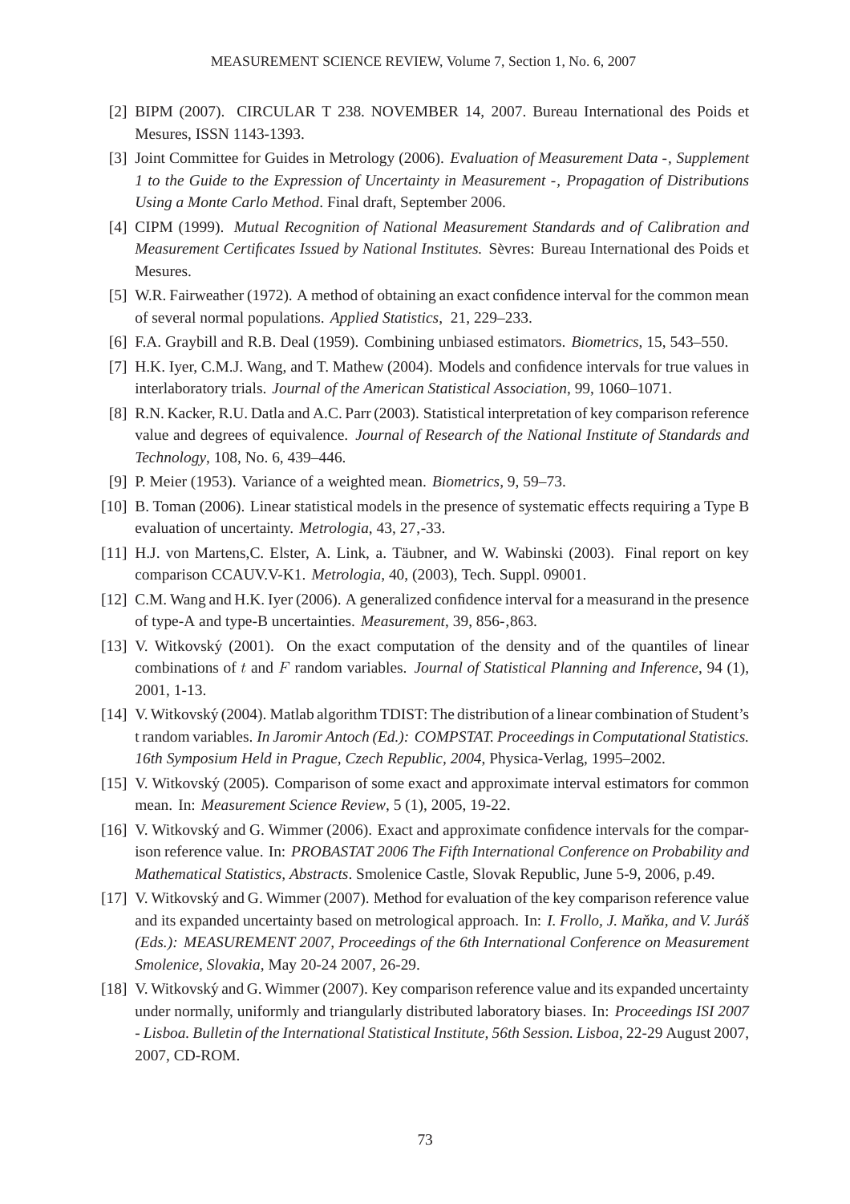[2] BIPM (2007). CIRCULAR T 238. NOVEMBER 14, 2007. Bureau International des Poids et Mesures, ISSN 1143-1393.

[3] Joint Committee for Guides in Metrology (2006). *Evaluation of Measurement Data -, Supplement 1 to the Guide to the Expression of Uncertainty in Measurement -, Propagation of Distributions Using a Monte Carlo Method*. Final draft, September 2006.

[4] CIPM (1999). *Mutual Recognition of National Measurement Standards and of Calibration and Measurement Certificates Issued by National Institutes.* Sèvres: Bureau International des Poids et Mesures.

[5] W.R. Fairweather (1972). A method of obtaining an exact confidence interval for the common mean of several normal populations. *Applied Statistics*, 21, 229–233.

[6] F.A. Graybill and R.B. Deal (1959). Combining unbiased estimators. *Biometrics*, 15, 543–550.

[7] H.K. Iyer, C.M.J. Wang, and T. Mathew (2004). Models and confidence intervals for true values in interlaboratory trials. *Journal of the American Statistical Association*, 99, 1060–1071.

[8] R.N. Kacker, R.U. Datla and A.C. Parr (2003). Statistical interpretation of key comparison reference value and degrees of equivalence. *Journal of Research of the National Institute of Standards and Technology*, 108, No. 6, 439–446.

[9] P. Meier (1953). Variance of a weighted mean. *Biometrics*, 9, 59–73.

[10] B. Toman (2006). Linear statistical models in the presence of systematic effects requiring a Type B evaluation of uncertainty. *Metrologia*, 43, 27,-33.

[11] H.J. von Martens,C. Elster, A. Link, a. Täubner, and W. Wabinski (2003). Final report on key comparison CCAUV.V-K1. *Metrologia*, 40, (2003), Tech. Suppl. 09001.

[12] C.M. Wang and H.K. Iyer (2006). A generalized confidence interval for a measurand in the presence of type-A and type-B uncertainties. *Measurement*, 39, 856-,863.

[13] V. Witkovský (2001). On the exact computation of the density and of the quantiles of linear combinations of $t$ and $F$ random variables. *Journal of Statistical Planning and Inference*, 94 (1), 2001, 1-13.

[14] V. Witkovský (2004). Matlab algorithm TDIST: The distribution of a linear combination of Student's t random variables. *In Jaromir Antoch (Ed.): COMPSTAT. Proceedings in Computational Statistics. 16th Symposium Held in Prague, Czech Republic, 2004*, Physica-Verlag, 1995–2002.

[15] V. Witkovský (2005). Comparison of some exact and approximate interval estimators for common mean. In: *Measurement Science Review*, 5 (1), 2005, 19-22.

[16] V. Witkovský and G. Wimmer (2006). Exact and approximate confidence intervals for the comparison reference value. In: *PROBASTAT 2006 The Fifth International Conference on Probability and Mathematical Statistics, Abstracts*. Smolenice Castle, Slovak Republic, June 5-9, 2006, p.49.

[17] V. Witkovský and G. Wimmer (2007). Method for evaluation of the key comparison reference value and its expanded uncertainty based on metrological approach. In: *I. Frollo, J. Maňka, and V. Juráš (Eds.): MEASUREMENT 2007, Proceedings of the 6th International Conference on Measurement Smolenice, Slovakia*, May 20-24 2007, 26-29.

[18] V. Witkovský and G. Wimmer (2007). Key comparison reference value and its expanded uncertainty under normally, uniformly and triangularly distributed laboratory biases. In: *Proceedings ISI 2007 - Lisboa. Bulletin of the International Statistical Institute, 56th Session. Lisboa*, 22-29 August 2007, 2007, CD-ROM.